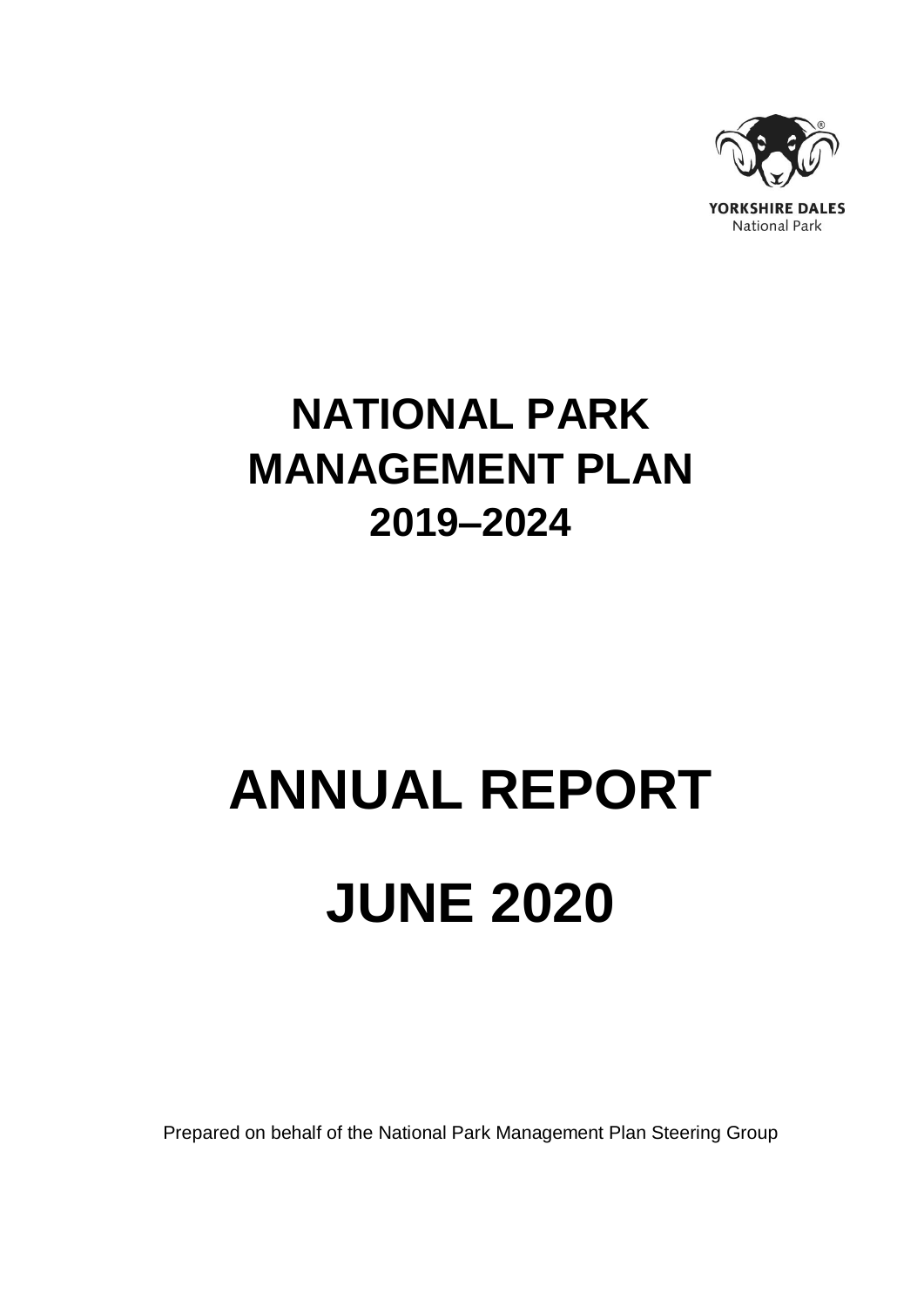YORKSHIRE DALES
National Park

# NATIONAL PARK MANAGEMENT PLAN 2019–2024

# ANNUAL REPORT

# JUNE 2020

Prepared on behalf of the National Park Management Plan Steering Group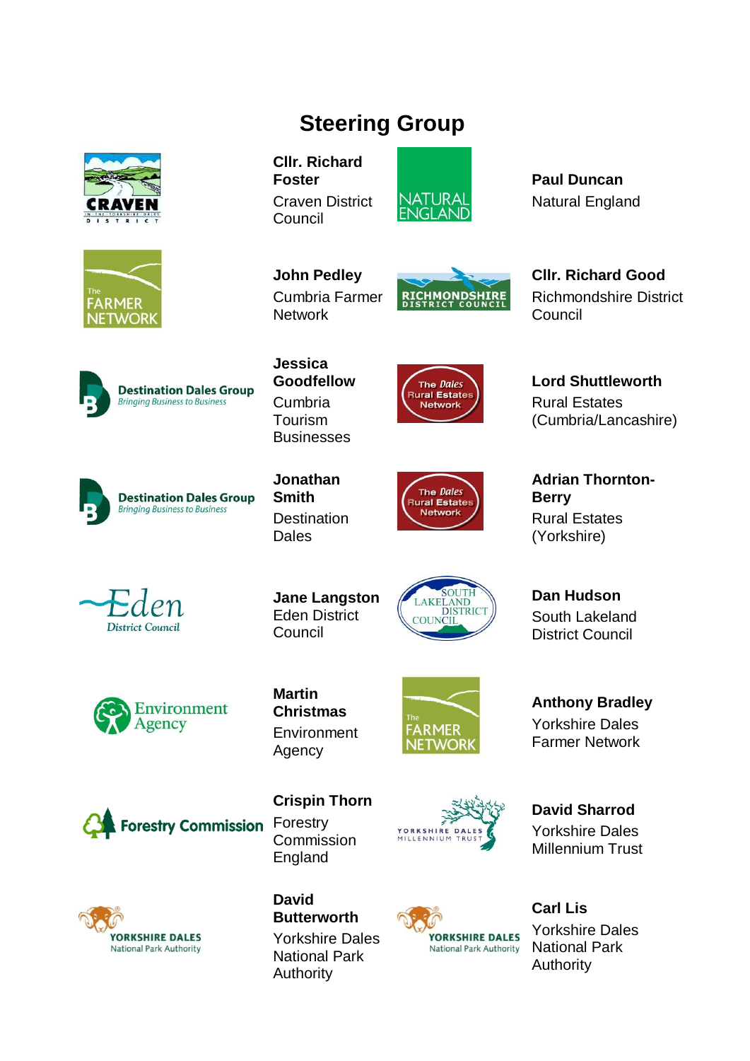# Steering Group

**Cllr. Richard Foster**
Craven District Council

**Paul Duncan**
Natural England

**John Pedley**
Cumbria Farmer Network

**Cllr. Richard Good**
Richmondshire District Council

**Jessica Goodfellow**
Cumbria Tourism Businesses

**Lord Shuttleworth**
Rural Estates (Cumbria/Lancashire)

**Jonathan Smith**
Destination Dales

**Adrian Thornton-Berry**
Rural Estates (Yorkshire)

**Jane Langston**
Eden District Council

**Dan Hudson**
South Lakeland District Council

**Martin Christmas**
Environment Agency

**Anthony Bradley**
Yorkshire Dales Farmer Network

**Crispin Thorn**
Forestry Commission England

**David Sharrod**
Yorkshire Dales Millennium Trust

**David Butterworth**
Yorkshire Dales National Park Authority

**Carl Lis**
Yorkshire Dales National Park Authority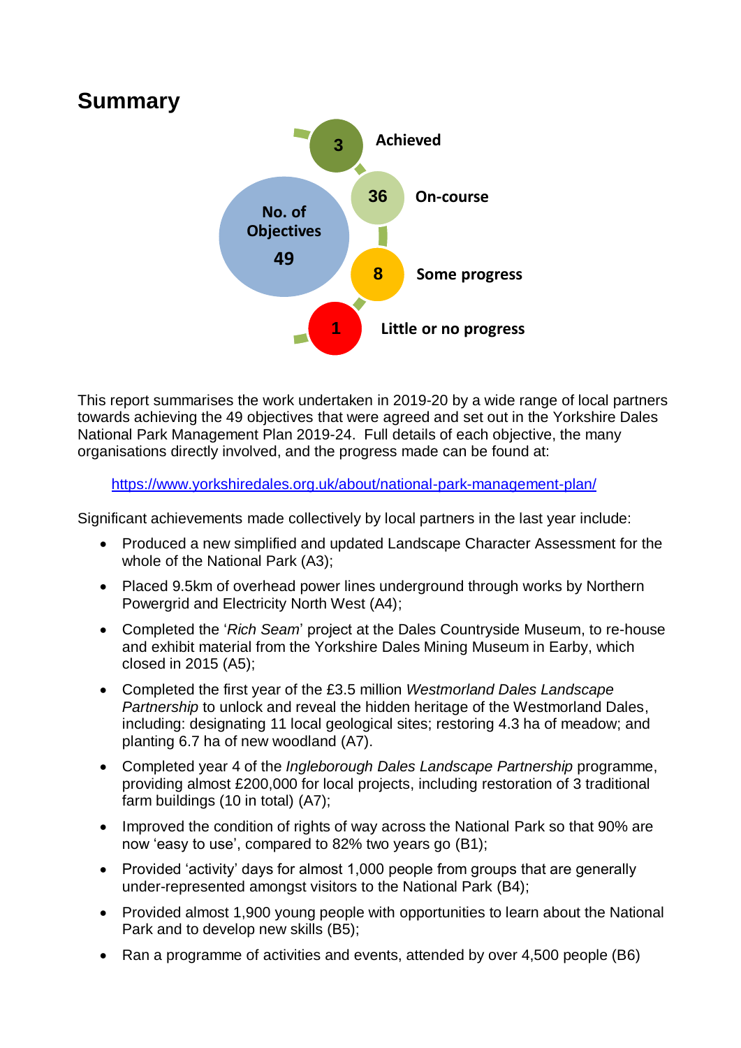## Summary

No. of Objectives **49**

- **3** Achieved
- **36** On-course
- **8** Some progress
- **1** Little or no progress

This report summarises the work undertaken in 2019-20 by a wide range of local partners towards achieving the 49 objectives that were agreed and set out in the Yorkshire Dales National Park Management Plan 2019-24. Full details of each objective, the many organisations directly involved, and the progress made can be found at:

[https://www.yorkshiredales.org.uk/about/national-park-management-plan/](https://www.yorkshiredales.org.uk/about/national-park-management-plan/)

Significant achievements made collectively by local partners in the last year include:

- Produced a new simplified and updated Landscape Character Assessment for the whole of the National Park (A3);
- Placed 9.5km of overhead power lines underground through works by Northern Powergrid and Electricity North West (A4);
- Completed the '*Rich Seam*' project at the Dales Countryside Museum, to re-house and exhibit material from the Yorkshire Dales Mining Museum in Earby, which closed in 2015 (A5);
- Completed the first year of the £3.5 million *Westmorland Dales Landscape Partnership* to unlock and reveal the hidden heritage of the Westmorland Dales, including: designating 11 local geological sites; restoring 4.3 ha of meadow; and planting 6.7 ha of new woodland (A7).
- Completed year 4 of the *Ingleborough Dales Landscape Partnership* programme, providing almost £200,000 for local projects, including restoration of 3 traditional farm buildings (10 in total) (A7);
- Improved the condition of rights of way across the National Park so that 90% are now 'easy to use', compared to 82% two years go (B1);
- Provided 'activity' days for almost 1,000 people from groups that are generally under-represented amongst visitors to the National Park (B4);
- Provided almost 1,900 young people with opportunities to learn about the National Park and to develop new skills (B5);
- Ran a programme of activities and events, attended by over 4,500 people (B6)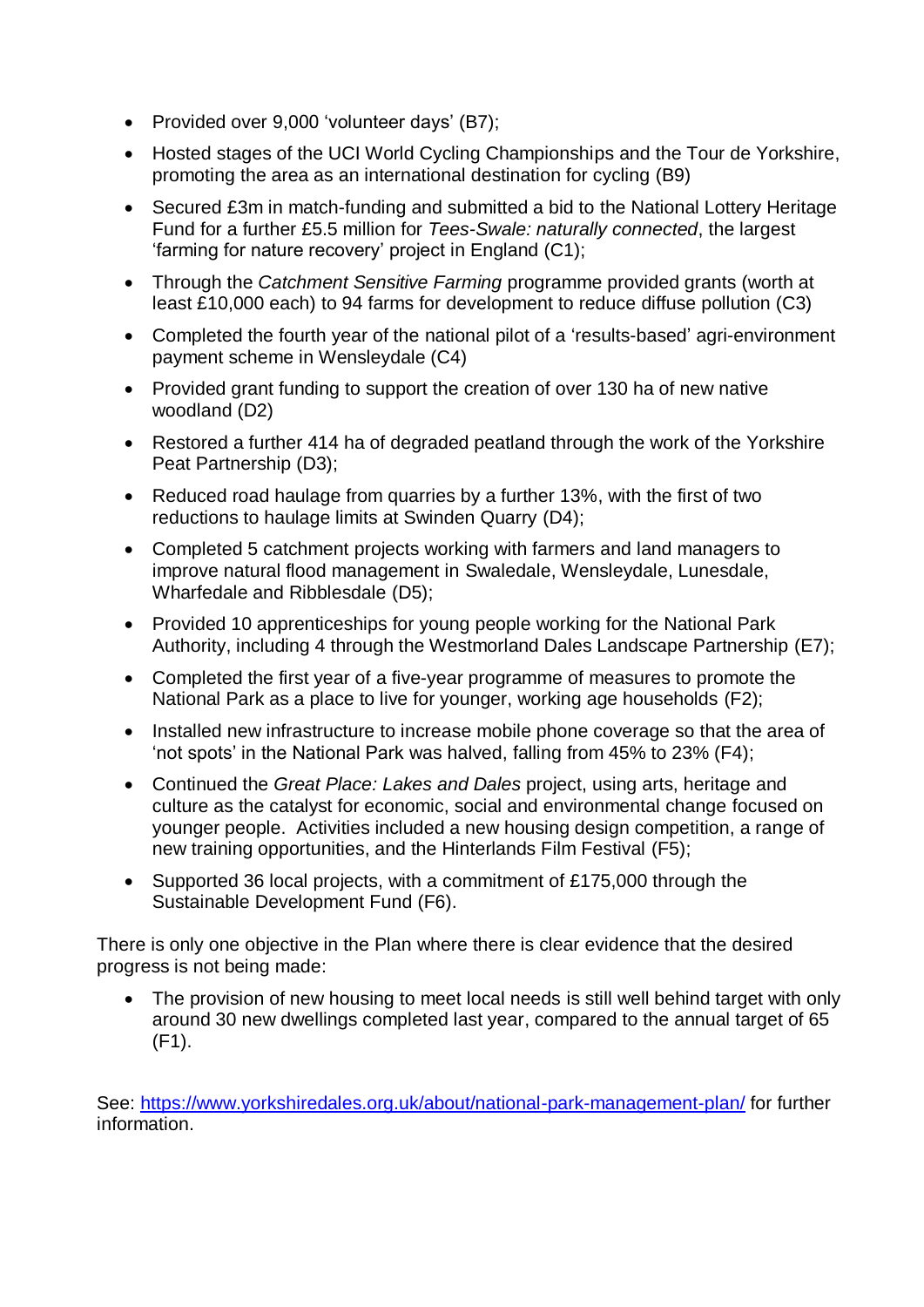- Provided over 9,000 'volunteer days' (B7);
- Hosted stages of the UCI World Cycling Championships and the Tour de Yorkshire, promoting the area as an international destination for cycling (B9)
- Secured £3m in match-funding and submitted a bid to the National Lottery Heritage Fund for a further £5.5 million for *Tees-Swale: naturally connected*, the largest 'farming for nature recovery' project in England (C1);
- Through the *Catchment Sensitive Farming* programme provided grants (worth at least £10,000 each) to 94 farms for development to reduce diffuse pollution (C3)
- Completed the fourth year of the national pilot of a 'results-based' agri-environment payment scheme in Wensleydale (C4)
- Provided grant funding to support the creation of over 130 ha of new native woodland (D2)
- Restored a further 414 ha of degraded peatland through the work of the Yorkshire Peat Partnership (D3);
- Reduced road haulage from quarries by a further 13%, with the first of two reductions to haulage limits at Swinden Quarry (D4);
- Completed 5 catchment projects working with farmers and land managers to improve natural flood management in Swaledale, Wensleydale, Lunesdale, Wharfedale and Ribblesdale (D5);
- Provided 10 apprenticeships for young people working for the National Park Authority, including 4 through the Westmorland Dales Landscape Partnership (E7);
- Completed the first year of a five-year programme of measures to promote the National Park as a place to live for younger, working age households (F2);
- Installed new infrastructure to increase mobile phone coverage so that the area of 'not spots' in the National Park was halved, falling from 45% to 23% (F4);
- Continued the *Great Place: Lakes and Dales* project, using arts, heritage and culture as the catalyst for economic, social and environmental change focused on younger people. Activities included a new housing design competition, a range of new training opportunities, and the Hinterlands Film Festival (F5);
- Supported 36 local projects, with a commitment of £175,000 through the Sustainable Development Fund (F6).

There is only one objective in the Plan where there is clear evidence that the desired progress is not being made:

- The provision of new housing to meet local needs is still well behind target with only around 30 new dwellings completed last year, compared to the annual target of 65 (F1).

See: [https://www.yorkshiredales.org.uk/about/national-park-management-plan/](https://www.yorkshiredales.org.uk/about/national-park-management-plan/) for further information.